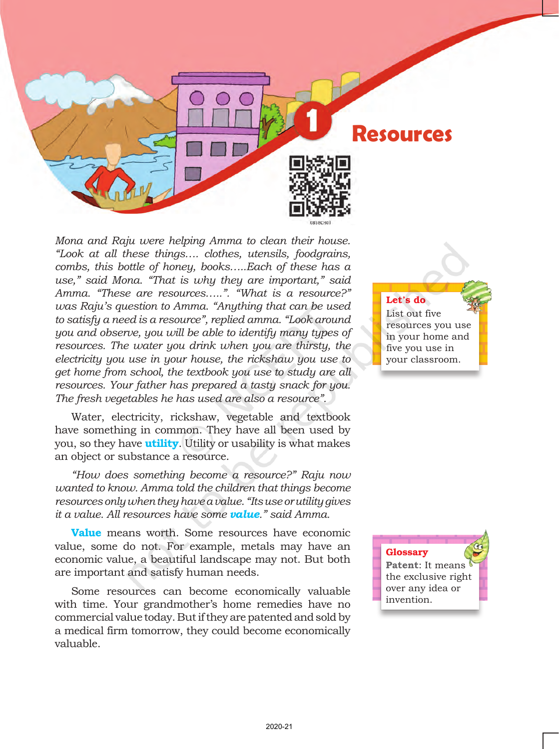# 1 Resources

*Mona and Raju were helping Amma to clean their house. "Look at all these things.... clothes, utensils, foodgrains, combs, this bottle of honey, books.....Each of these has a use," said Mona. "That is why they are important," said Amma. "These are resources.....". "What is a resource?" was Raju's question to Amma. "Anything that can be used to satisfy a need is a resource", replied amma. "Look around you and observe, you will be able to identify many types of resources. The water you drink when you are thirsty, the electricity you use in your house, the rickshaw you use to get home from school, the textbook you use to study are all resources. Your father has prepared a tasty snack for you. The fresh vegetables he has used are also a resource".*

Water, electricity, rickshaw, vegetable and textbook have something in common. They have all been used by you, so they have **utility**. Utility or usability is what makes an object or substance a resource.

*"How does something become a resource?" Raju now wanted to know. Amma told the children that things become resources only when they have a value. "Its use or utility gives it a value. All resources have some **value**." said Amma.*

**Value** means worth. Some resources have economic value, some do not. For example, metals may have an economic value, a beautiful landscape may not. But both are important and satisfy human needs.

Some resources can become economically valuable with time. Your grandmother's home remedies have no commercial value today. But if they are patented and sold by a medical firm tomorrow, they could become economically valuable.

> **Let's do**
> List out five resources you use in your home and five you use in your classroom.

> **Glossary**
> **Patent**: It means the exclusive right over any idea or invention.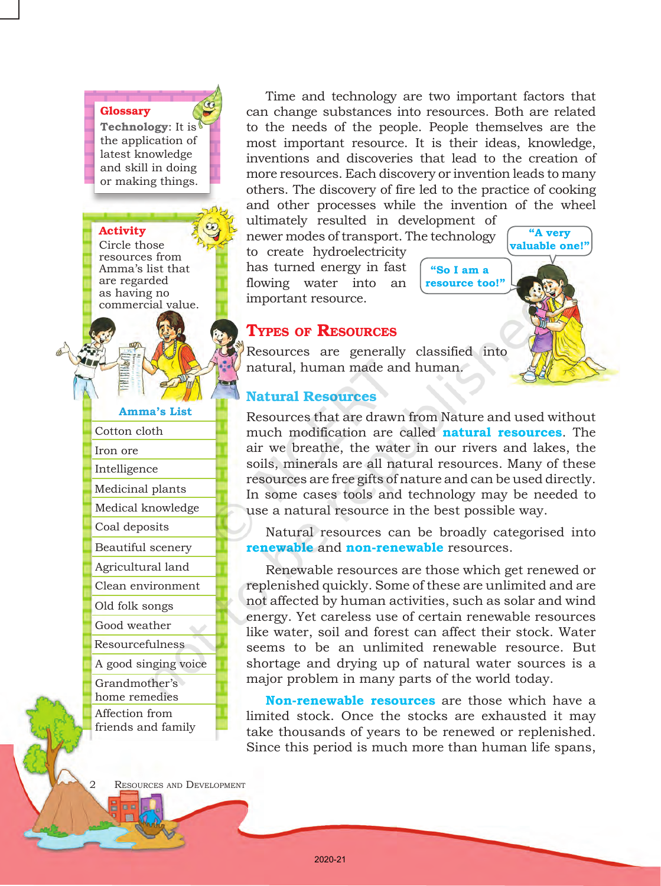**Glossary**

**Technology**: It is the application of latest knowledge and skill in doing or making things.

**Activity**

Circle those resources from Amma's list that are regarded as having no commercial value.

| Amma's List |
|---|
| Cotton cloth |
| Iron ore |
| Intelligence |
| Medicinal plants |
| Medical knowledge |
| Coal deposits |
| Beautiful scenery |
| Agricultural land |
| Clean environment |
| Old folk songs |
| Good weather |
| Resourcefulness |
| A good singing voice |
| Grandmother's home remedies |
| Affection from friends and family |

Time and technology are two important factors that can change substances into resources. Both are related to the needs of the people. People themselves are the most important resource. It is their ideas, knowledge, inventions and discoveries that lead to the creation of more resources. Each discovery or invention leads to many others. The discovery of fire led to the practice of cooking and other processes while the invention of the wheel ultimately resulted in development of newer modes of transport. The technology to create hydroelectricity has turned energy in fast flowing water into an important resource.

"A very valuable one!"

"So I am a resource too!"

## Types of Resources

Resources are generally classified into natural, human made and human.

### Natural Resources

Resources that are drawn from Nature and used without much modification are called **natural resources**. The air we breathe, the water in our rivers and lakes, the soils, minerals are all natural resources. Many of these resources are free gifts of nature and can be used directly. In some cases tools and technology may be needed to use a natural resource in the best possible way.

Natural resources can be broadly categorised into **renewable** and **non-renewable** resources.

Renewable resources are those which get renewed or replenished quickly. Some of these are unlimited and are not affected by human activities, such as solar and wind energy. Yet careless use of certain renewable resources like water, soil and forest can affect their stock. Water seems to be an unlimited renewable resource. But shortage and drying up of natural water sources is a major problem in many parts of the world today.

**Non-renewable resources** are those which have a limited stock. Once the stocks are exhausted it may take thousands of years to be renewed or replenished. Since this period is much more than human life spans,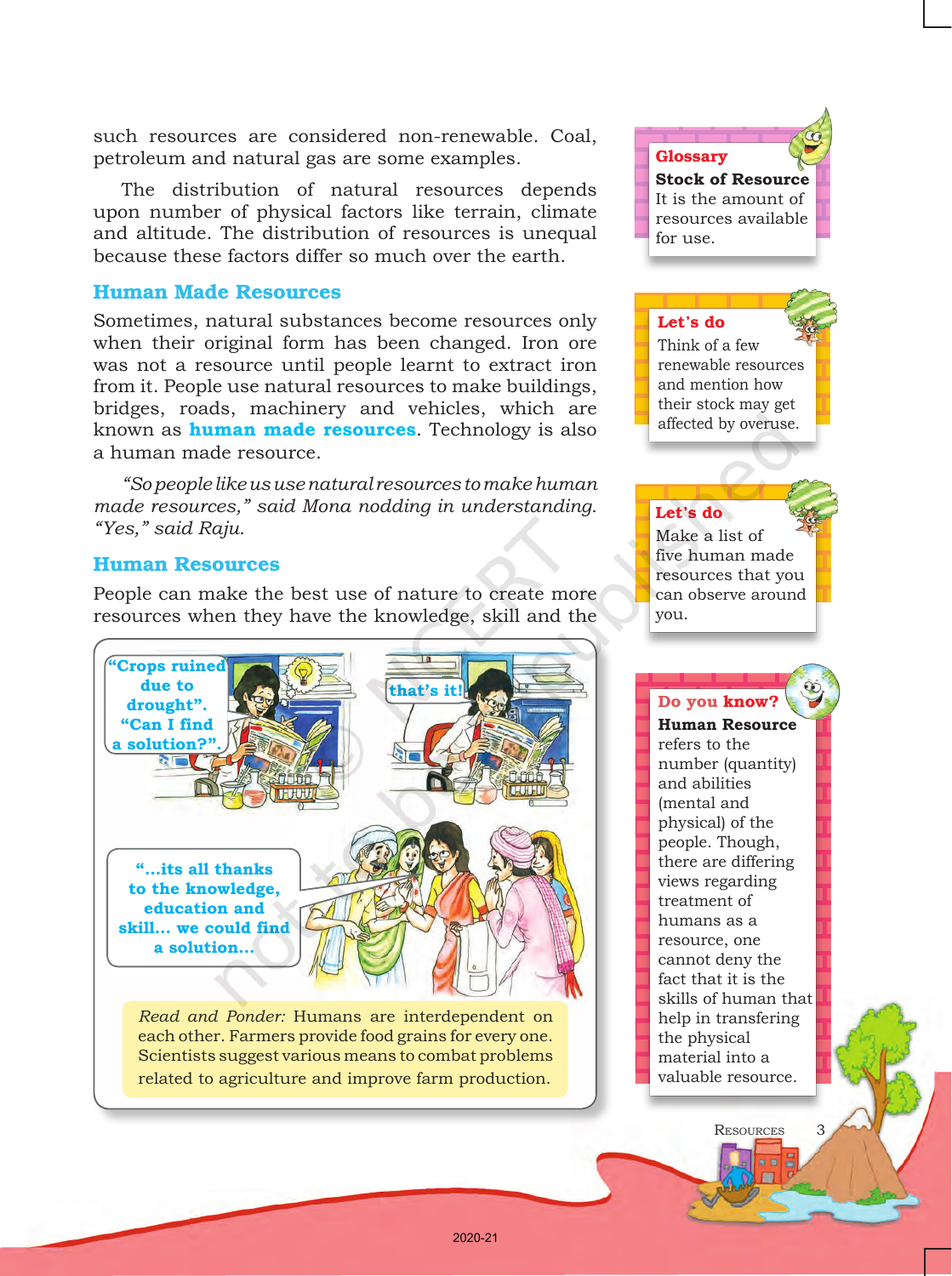such resources are considered non-renewable. Coal, petroleum and natural gas are some examples.

The distribution of natural resources depends upon number of physical factors like terrain, climate and altitude. The distribution of resources is unequal because these factors differ so much over the earth.

## Human Made Resources

Sometimes, natural substances become resources only when their original form has been changed. Iron ore was not a resource until people learnt to extract iron from it. People use natural resources to make buildings, bridges, roads, machinery and vehicles, which are known as **human made resources**. Technology is also a human made resource.

*"So people like us use natural resources to make human made resources," said Mona nodding in understanding. "Yes," said Raju.*

## Human Resources

People can make the best use of nature to create more resources when they have the knowledge, skill and the

"Crops ruined due to drought". "Can I find a solution?".

that's it!

"...its all thanks to the knowledge, education and skill... we could find a solution...

*Read and Ponder:* Humans are interdependent on each other. Farmers provide food grains for every one. Scientists suggest various means to combat problems related to agriculture and improve farm production.

> **Glossary**
>
> **Stock of Resource**
> It is the amount of resources available for use.

> **Let's do**
>
> Think of a few renewable resources and mention how their stock may get affected by overuse.

> **Let's do**
>
> Make a list of five human made resources that you can observe around you.

> **Do you know?**
>
> **Human Resource** refers to the number (quantity) and abilities (mental and physical) of the people. Though, there are differing views regarding treatment of humans as a resource, one cannot deny the fact that it is the skills of human that help in transfering the physical material into a valuable resource.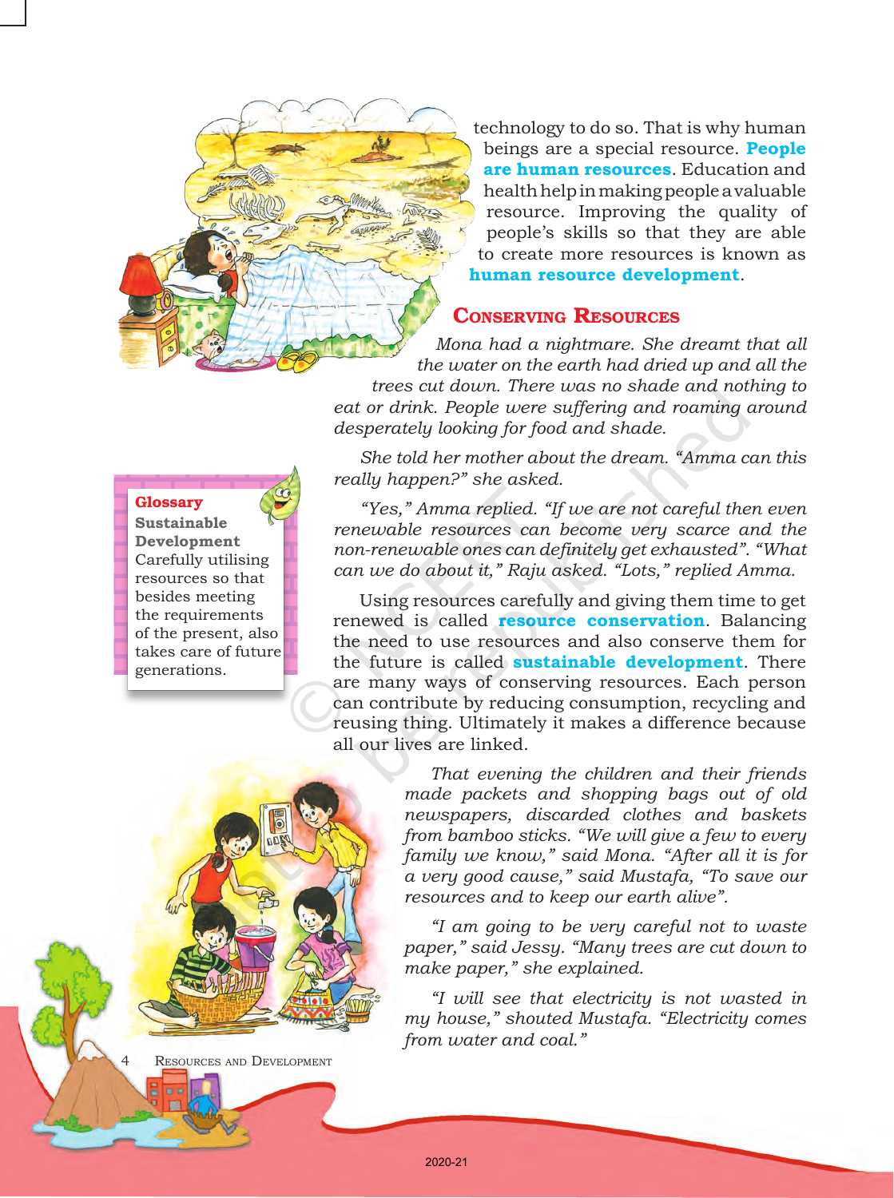technology to do so. That is why human beings are a special resource. **People are human resources**. Education and health help in making people a valuable resource. Improving the quality of people's skills so that they are able to create more resources is known as **human resource development**.

## Conserving Resources

*Mona had a nightmare. She dreamt that all the water on the earth had dried up and all the trees cut down. There was no shade and nothing to eat or drink. People were suffering and roaming around desperately looking for food and shade.*

*She told her mother about the dream. "Amma can this really happen?" she asked.*

*"Yes," Amma replied. "If we are not careful then even renewable resources can become very scarce and the non-renewable ones can definitely get exhausted". "What can we do about it," Raju asked. "Lots," replied Amma.*

Using resources carefully and giving them time to get renewed is called **resource conservation**. Balancing the need to use resources and also conserve them for the future is called **sustainable development**. There are many ways of conserving resources. Each person can contribute by reducing consumption, recycling and reusing thing. Ultimately it makes a difference because all our lives are linked.

> **Glossary**
> **Sustainable Development**
> Carefully utilising resources so that besides meeting the requirements of the present, also takes care of future generations.

*That evening the children and their friends made packets and shopping bags out of old newspapers, discarded clothes and baskets from bamboo sticks. "We will give a few to every family we know," said Mona. "After all it is for a very good cause," said Mustafa, "To save our resources and to keep our earth alive".*

*"I am going to be very careful not to waste paper," said Jessy. "Many trees are cut down to make paper," she explained.*

*"I will see that electricity is not wasted in my house," shouted Mustafa. "Electricity comes from water and coal."*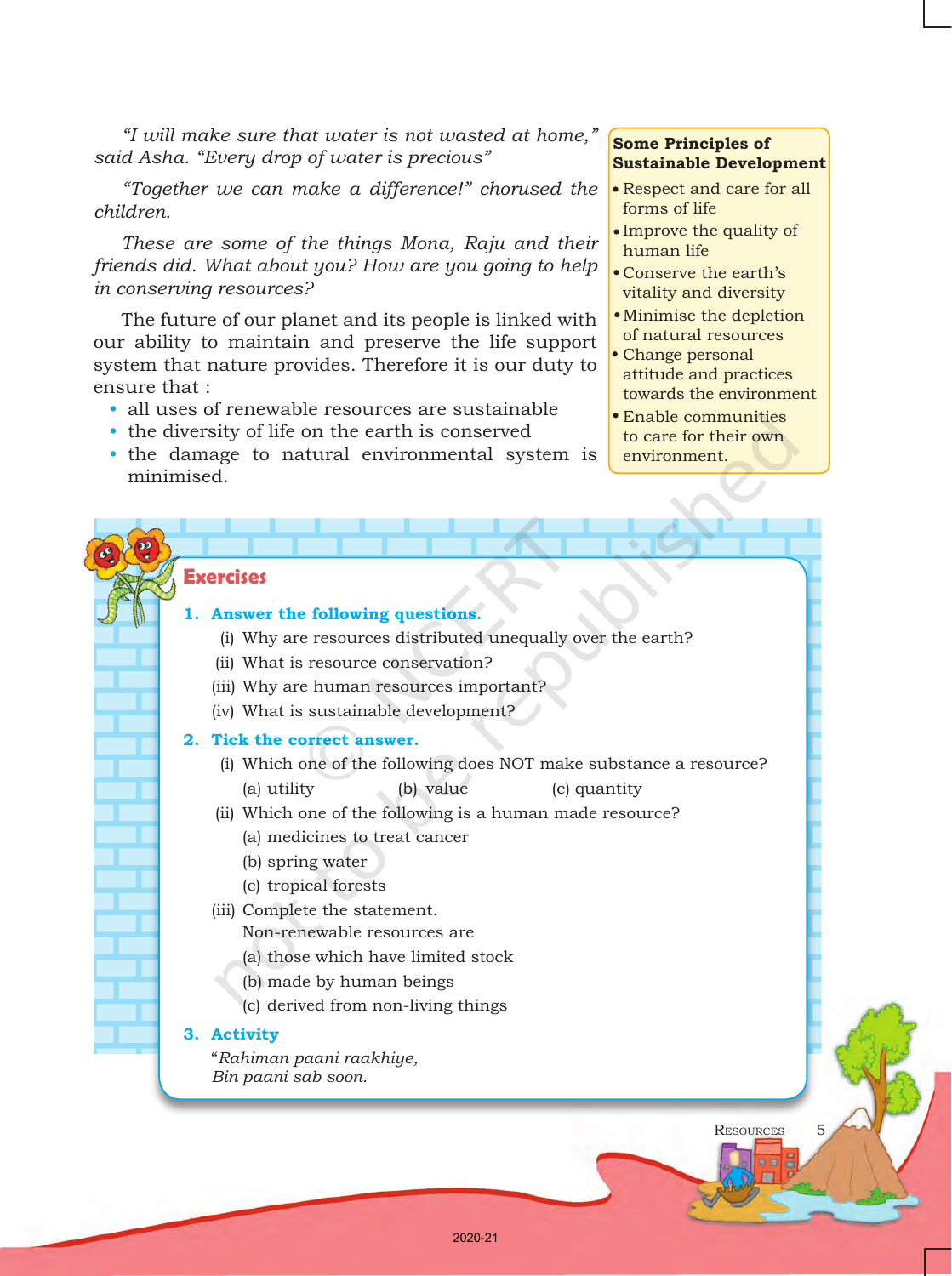*"I will make sure that water is not wasted at home," said Asha. "Every drop of water is precious"*

*"Together we can make a difference!" chorused the children.*

*These are some of the things Mona, Raju and their friends did. What about you? How are you going to help in conserving resources?*

The future of our planet and its people is linked with our ability to maintain and preserve the life support system that nature provides. Therefore it is our duty to ensure that :

- all uses of renewable resources are sustainable
- the diversity of life on the earth is conserved
- the damage to natural environmental system is minimised.

**Some Principles of Sustainable Development**

- Respect and care for all forms of life
- Improve the quality of human life
- Conserve the earth's vitality and diversity
- Minimise the depletion of natural resources
- Change personal attitude and practices towards the environment
- Enable communities to care for their own environment.

## Exercises

**1. Answer the following questions.**

(i) Why are resources distributed unequally over the earth?

(ii) What is resource conservation?

(iii) Why are human resources important?

(iv) What is sustainable development?

**2. Tick the correct answer.**

(i) Which one of the following does NOT make substance a resource?

(a) utility (b) value (c) quantity

(ii) Which one of the following is a human made resource?

(a) medicines to treat cancer

(b) spring water

(c) tropical forests

(iii) Complete the statement.

Non-renewable resources are

(a) those which have limited stock

(b) made by human beings

(c) derived from non-living things

**3. Activity**

"*Rahiman paani raakhiye,*
*Bin paani sab soon.*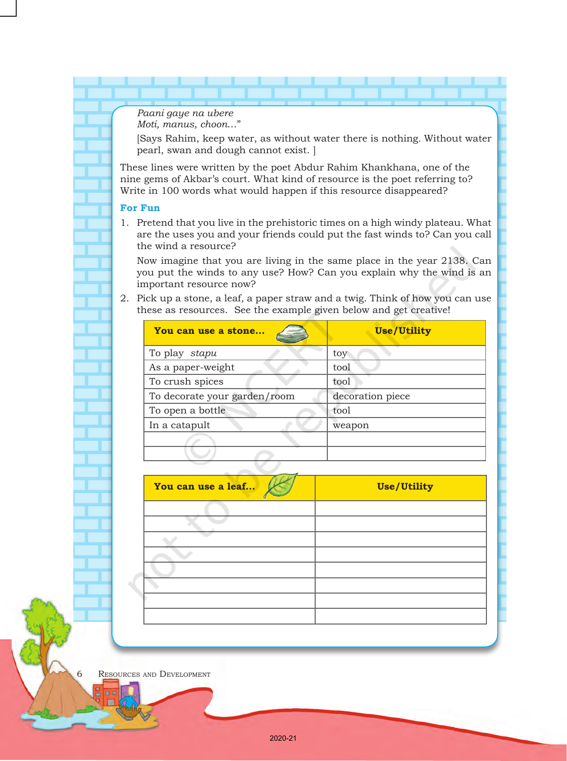*Paani gaye na ubere*
*Moti, manus, choon…"*

[Says Rahim, keep water, as without water there is nothing. Without water pearl, swan and dough cannot exist. ]

These lines were written by the poet Abdur Rahim Khankhana, one of the nine gems of Akbar's court. What kind of resource is the poet referring to? Write in 100 words what would happen if this resource disappeared?

**For Fun**

1. Pretend that you live in the prehistoric times on a high windy plateau. What are the uses you and your friends could put the fast winds to? Can you call the wind a resource?

   Now imagine that you are living in the same place in the year 2138. Can you put the winds to any use? How? Can you explain why the wind is an important resource now?

2. Pick up a stone, a leaf, a paper straw and a twig. Think of how you can use these as resources. See the example given below and get creative!

| You can use a stone... | Use/Utility |
|---|---|
| To play *stapu* | toy |
| As a paper-weight | tool |
| To crush spices | tool |
| To decorate your garden/room | decoration piece |
| To open a bottle | tool |
| In a catapult | weapon |
| | |
| | |

| You can use a leaf... | Use/Utility |
|---|---|
| | |
| | |
| | |
| | |
| | |
| | |
| | |
| | |